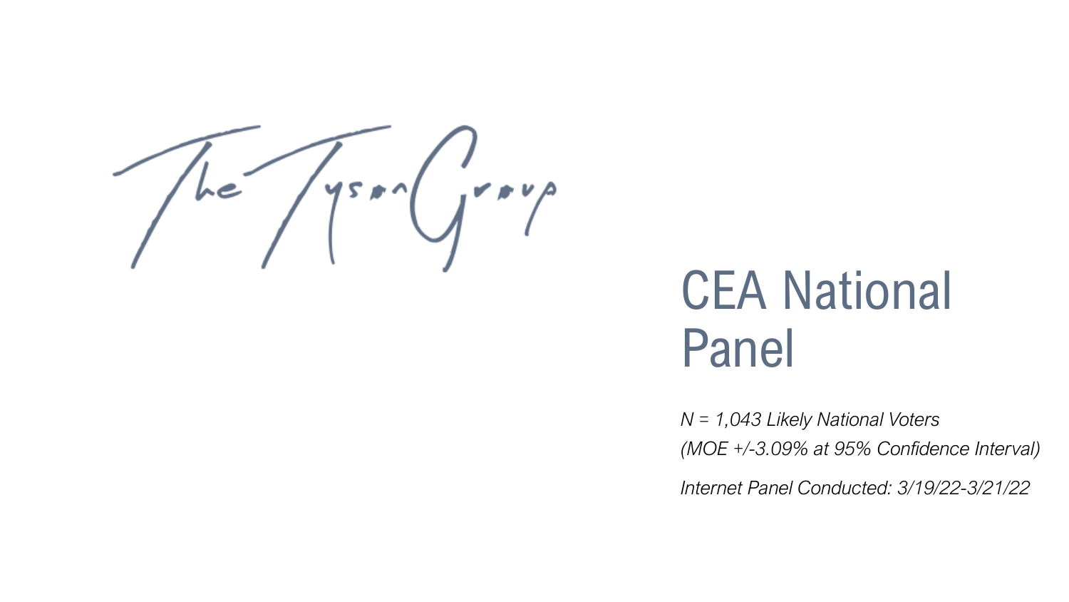The Tyson Group

# CEA National Panel

*N = 1,043 Likely National Voters*

*(MOE +/-3.09% at 95% Confidence Interval)*

*Internet Panel Conducted: 3/19/22-3/21/22*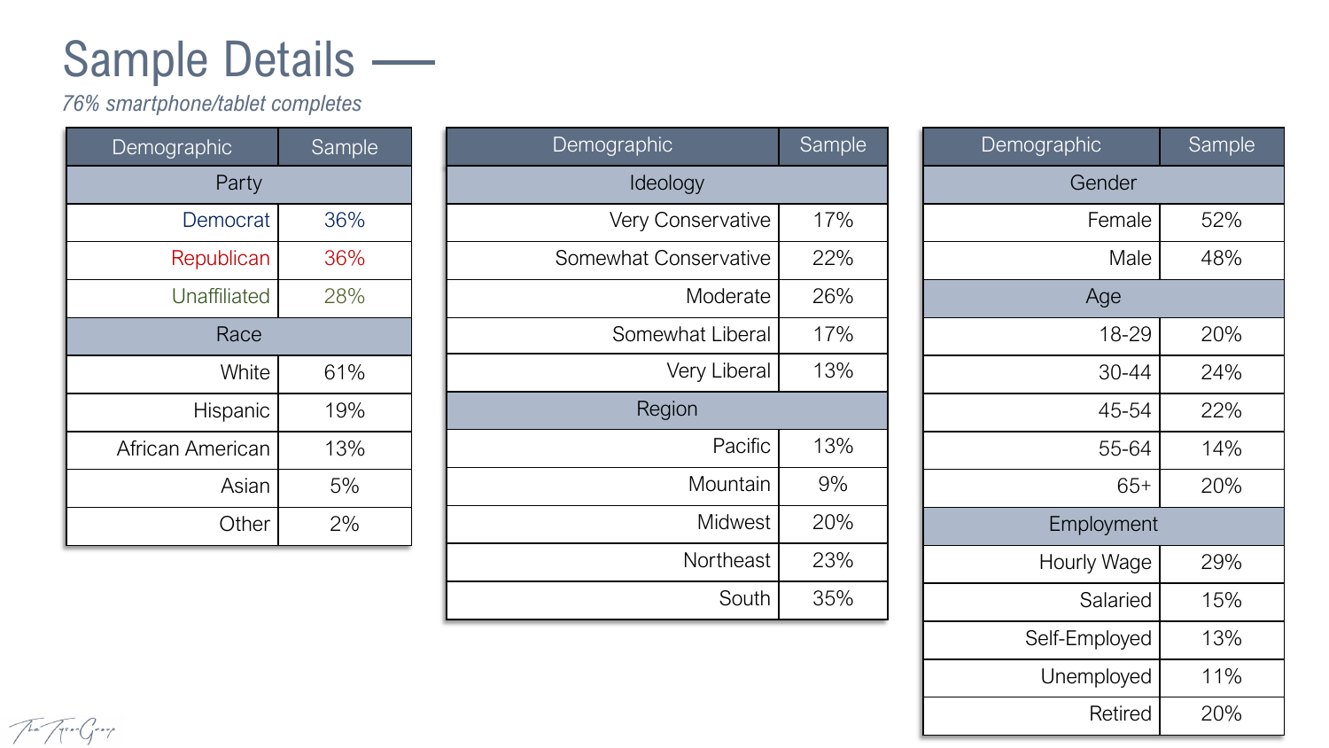# Sample Details

*76% smartphone/tablet completes*

| Demographic | Sample |
|---|---|
| **Party** | |
| Democrat | 36% |
| Republican | 36% |
| Unaffiliated | 28% |
| **Race** | |
| White | 61% |
| Hispanic | 19% |
| African American | 13% |
| Asian | 5% |
| Other | 2% |

| Demographic | Sample |
|---|---|
| **Ideology** | |
| Very Conservative | 17% |
| Somewhat Conservative | 22% |
| Moderate | 26% |
| Somewhat Liberal | 17% |
| Very Liberal | 13% |
| **Region** | |
| Pacific | 13% |
| Mountain | 9% |
| Midwest | 20% |
| Northeast | 23% |
| South | 35% |

| Demographic | Sample |
|---|---|
| **Gender** | |
| Female | 52% |
| Male | 48% |
| **Age** | |
| 18-29 | 20% |
| 30-44 | 24% |
| 45-54 | 22% |
| 55-64 | 14% |
| 65+ | 20% |
| **Employment** | |
| Hourly Wage | 29% |
| Salaried | 15% |
| Self-Employed | 13% |
| Unemployed | 11% |
| Retired | 20% |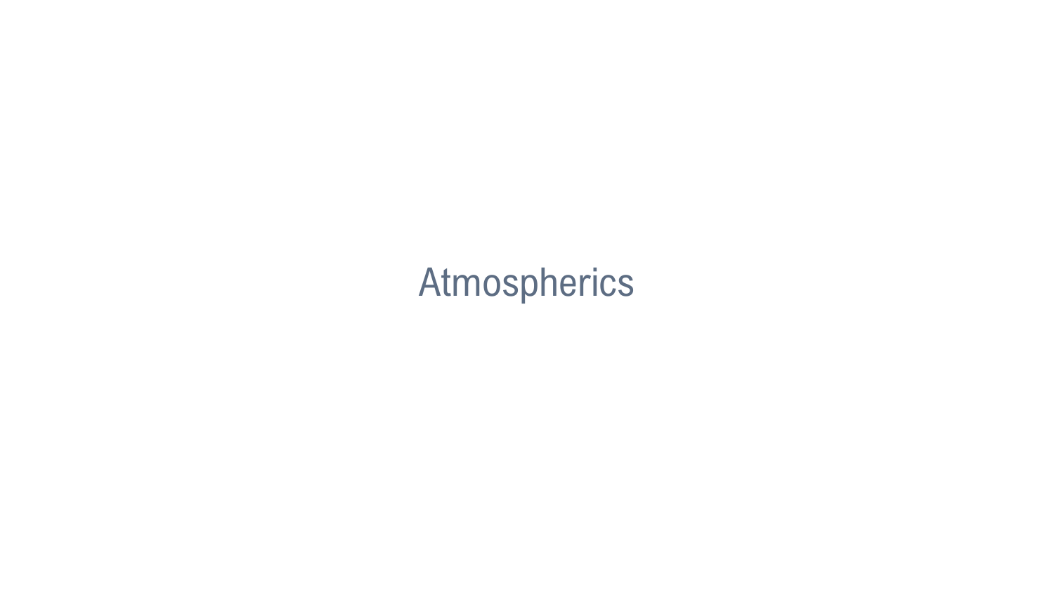# Atmospherics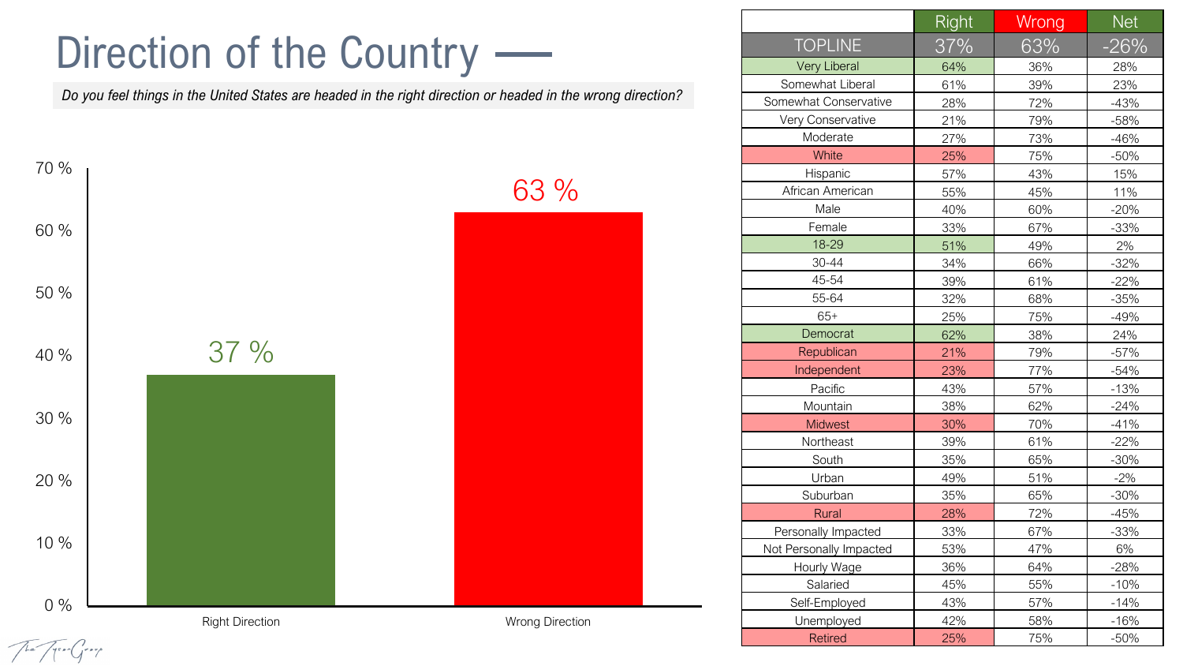# Direction of the Country

*Do you feel things in the United States are headed in the right direction or headed in the wrong direction?*

Right Direction: 37 %
Wrong Direction: 63 %

| | Right | Wrong | Net |
|---|---|---|---|
| TOPLINE | 37% | 63% | -26% |
| Very Liberal | 64% | 36% | 28% |
| Somewhat Liberal | 61% | 39% | 23% |
| Somewhat Conservative | 28% | 72% | -43% |
| Very Conservative | 21% | 79% | -58% |
| Moderate | 27% | 73% | -46% |
| White | 25% | 75% | -50% |
| Hispanic | 57% | 43% | 15% |
| African American | 55% | 45% | 11% |
| Male | 40% | 60% | -20% |
| Female | 33% | 67% | -33% |
| 18-29 | 51% | 49% | 2% |
| 30-44 | 34% | 66% | -32% |
| 45-54 | 39% | 61% | -22% |
| 55-64 | 32% | 68% | -35% |
| 65+ | 25% | 75% | -49% |
| Democrat | 62% | 38% | 24% |
| Republican | 21% | 79% | -57% |
| Independent | 23% | 77% | -54% |
| Pacific | 43% | 57% | -13% |
| Mountain | 38% | 62% | -24% |
| Midwest | 30% | 70% | -41% |
| Northeast | 39% | 61% | -22% |
| South | 35% | 65% | -30% |
| Urban | 49% | 51% | -2% |
| Suburban | 35% | 65% | -30% |
| Rural | 28% | 72% | -45% |
| Personally Impacted | 33% | 67% | -33% |
| Not Personally Impacted | 53% | 47% | 6% |
| Hourly Wage | 36% | 64% | -28% |
| Salaried | 45% | 55% | -10% |
| Self-Employed | 43% | 57% | -14% |
| Unemployed | 42% | 58% | -16% |
| Retired | 25% | 75% | -50% |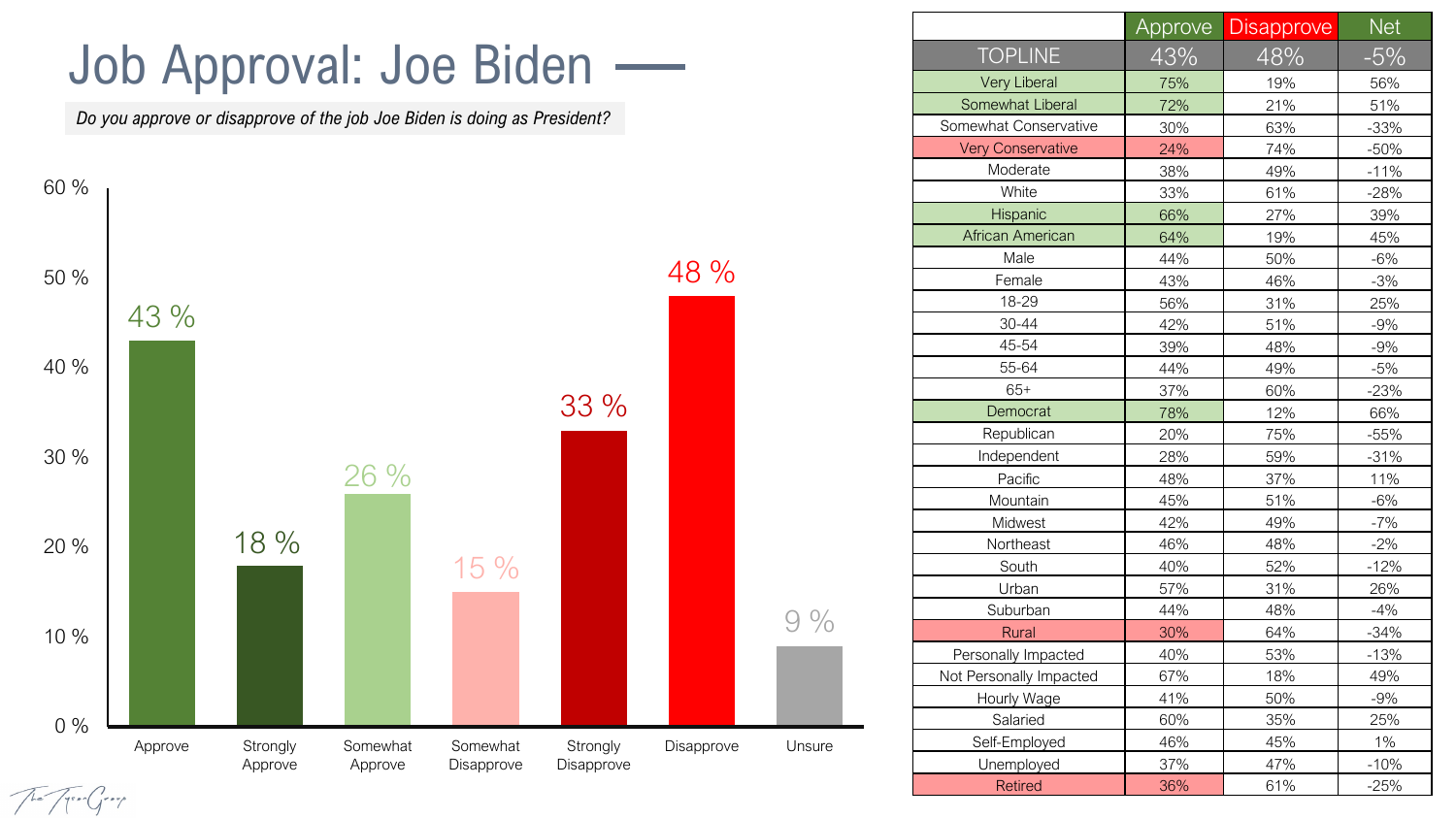# Job Approval: Joe Biden

*Do you approve or disapprove of the job Joe Biden is doing as President?*

| Response | Percent |
|---|---|
| Approve | 43 % |
| Strongly Approve | 18 % |
| Somewhat Approve | 26 % |
| Somewhat Disapprove | 15 % |
| Strongly Disapprove | 33 % |
| Disapprove | 48 % |
| Unsure | 9 % |

| | Approve | Disapprove | Net |
|---|---|---|---|
| TOPLINE | 43% | 48% | -5% |
| Very Liberal | 75% | 19% | 56% |
| Somewhat Liberal | 72% | 21% | 51% |
| Somewhat Conservative | 30% | 63% | -33% |
| Very Conservative | 24% | 74% | -50% |
| Moderate | 38% | 49% | -11% |
| White | 33% | 61% | -28% |
| Hispanic | 66% | 27% | 39% |
| African American | 64% | 19% | 45% |
| Male | 44% | 50% | -6% |
| Female | 43% | 46% | -3% |
| 18-29 | 56% | 31% | 25% |
| 30-44 | 42% | 51% | -9% |
| 45-54 | 39% | 48% | -9% |
| 55-64 | 44% | 49% | -5% |
| 65+ | 37% | 60% | -23% |
| Democrat | 78% | 12% | 66% |
| Republican | 20% | 75% | -55% |
| Independent | 28% | 59% | -31% |
| Pacific | 48% | 37% | 11% |
| Mountain | 45% | 51% | -6% |
| Midwest | 42% | 49% | -7% |
| Northeast | 46% | 48% | -2% |
| South | 40% | 52% | -12% |
| Urban | 57% | 31% | 26% |
| Suburban | 44% | 48% | -4% |
| Rural | 30% | 64% | -34% |
| Personally Impacted | 40% | 53% | -13% |
| Not Personally Impacted | 67% | 18% | 49% |
| Hourly Wage | 41% | 50% | -9% |
| Salaried | 60% | 35% | 25% |
| Self-Employed | 46% | 45% | 1% |
| Unemployed | 37% | 47% | -10% |
| Retired | 36% | 61% | -25% |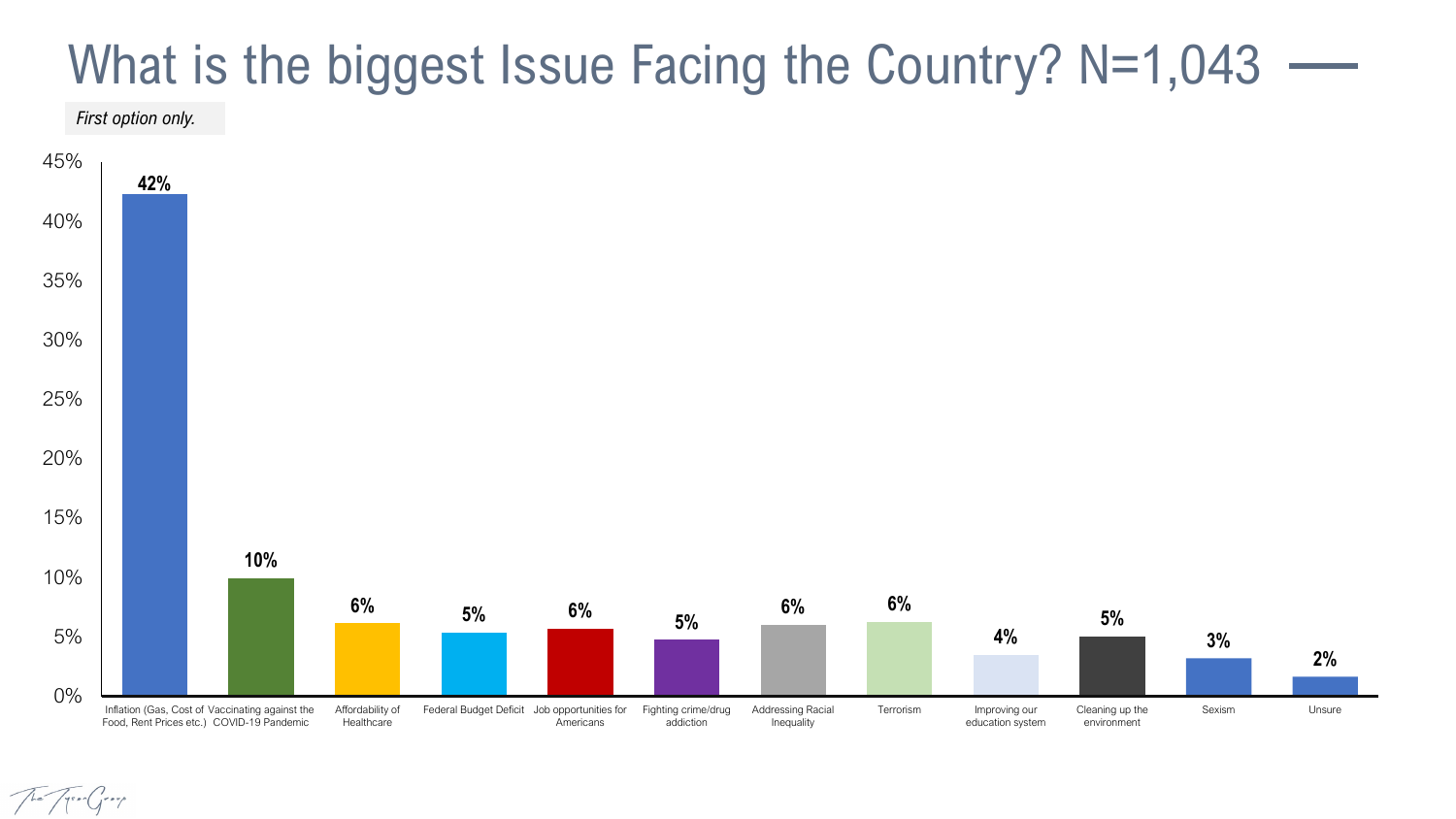# What is the biggest Issue Facing the Country? N=1,043

*First option only.*

| Issue | Percentage |
| --- | --- |
| Inflation (Gas, Cost of Food, Rent Prices etc.) | 42% |
| Vaccinating against the COVID-19 Pandemic | 10% |
| Affordability of Healthcare | 6% |
| Federal Budget Deficit | 5% |
| Job opportunities for Americans | 6% |
| Fighting crime/drug addiction | 5% |
| Addressing Racial Inequality | 6% |
| Terrorism | 6% |
| Improving our education system | 4% |
| Cleaning up the environment | 5% |
| Sexism | 3% |
| Unsure | 2% |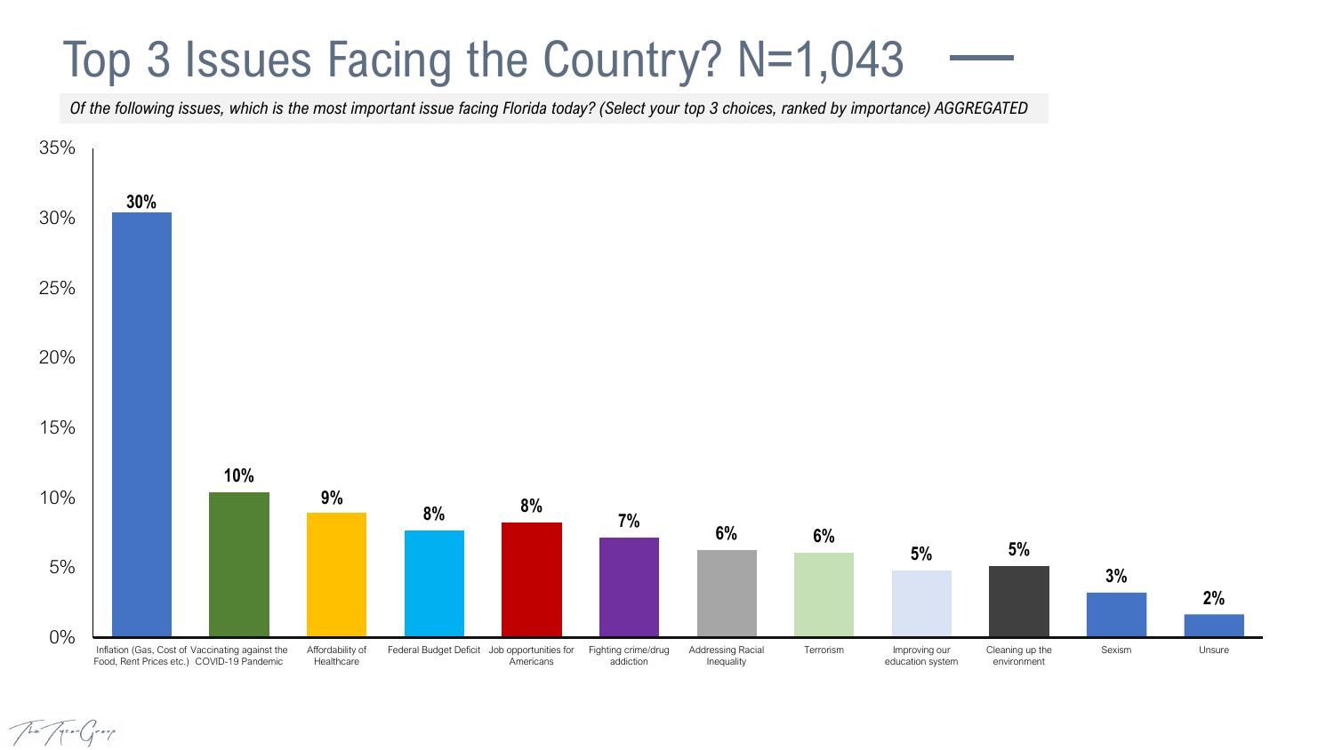# Top 3 Issues Facing the Country? N=1,043

*Of the following issues, which is the most important issue facing Florida today? (Select your top 3 choices, ranked by importance) AGGREGATED*

| Issue | Percentage |
| --- | --- |
| Inflation (Gas, Cost of Food, Rent Prices etc.) | 30% |
| Vaccinating against the COVID-19 Pandemic | 10% |
| Affordability of Healthcare | 9% |
| Federal Budget Deficit | 8% |
| Job opportunities for Americans | 8% |
| Fighting crime/drug addiction | 7% |
| Addressing Racial Inequality | 6% |
| Terrorism | 6% |
| Improving our education system | 5% |
| Cleaning up the environment | 5% |
| Sexism | 3% |
| Unsure | 2% |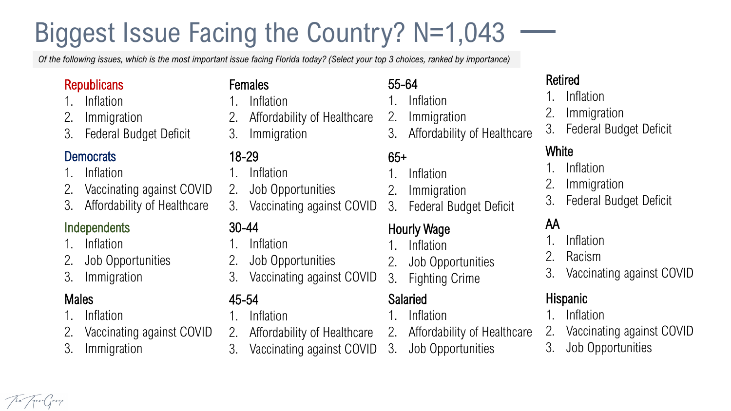# Biggest Issue Facing the Country? N=1,043

*Of the following issues, which is the most important issue facing Florida today? (Select your top 3 choices, ranked by importance)*

### Republicans
1. Inflation
2. Immigration
3. Federal Budget Deficit

### Democrats
1. Inflation
2. Vaccinating against COVID
3. Affordability of Healthcare

### Independents
1. Inflation
2. Job Opportunities
3. Immigration

### Males
1. Inflation
2. Vaccinating against COVID
3. Immigration

### Females
1. Inflation
2. Affordability of Healthcare
3. Immigration

### 18-29
1. Inflation
2. Job Opportunities
3. Vaccinating against COVID

### 30-44
1. Inflation
2. Job Opportunities
3. Vaccinating against COVID

### 45-54
1. Inflation
2. Affordability of Healthcare
3. Vaccinating against COVID

### 55-64
1. Inflation
2. Immigration
3. Affordability of Healthcare

### 65+
1. Inflation
2. Immigration
3. Federal Budget Deficit

### Hourly Wage
1. Inflation
2. Job Opportunities
3. Fighting Crime

### Salaried
1. Inflation
2. Affordability of Healthcare
3. Job Opportunities

### Retired
1. Inflation
2. Immigration
3. Federal Budget Deficit

### White
1. Inflation
2. Immigration
3. Federal Budget Deficit

### AA
1. Inflation
2. Racism
3. Vaccinating against COVID

### Hispanic
1. Inflation
2. Vaccinating against COVID
3. Job Opportunities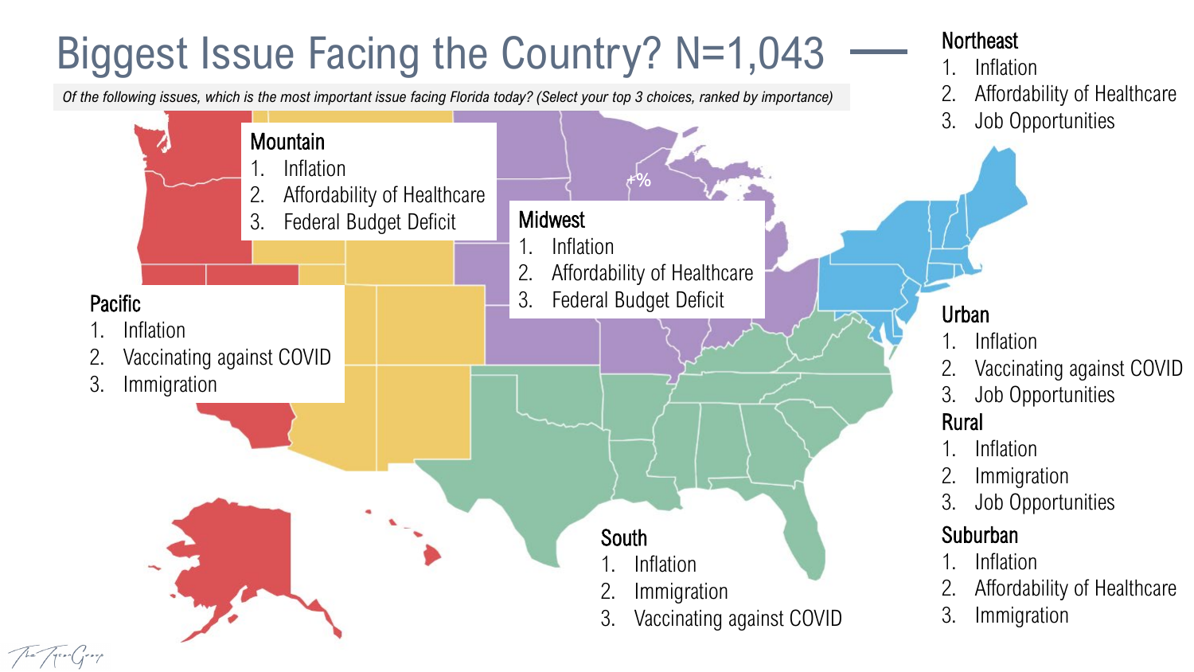# Biggest Issue Facing the Country? N=1,043

*Of the following issues, which is the most important issue facing Florida today? (Select your top 3 choices, ranked by importance)*

### Mountain
1. Inflation
2. Affordability of Healthcare
3. Federal Budget Deficit

### Midwest
1. Inflation
2. Affordability of Healthcare
3. Federal Budget Deficit

### Pacific
1. Inflation
2. Vaccinating against COVID
3. Immigration

### South
1. Inflation
2. Immigration
3. Vaccinating against COVID

### Northeast
1. Inflation
2. Affordability of Healthcare
3. Job Opportunities

### Urban
1. Inflation
2. Vaccinating against COVID
3. Job Opportunities

### Rural
1. Inflation
2. Immigration
3. Job Opportunities

### Suburban
1. Inflation
2. Affordability of Healthcare
3. Immigration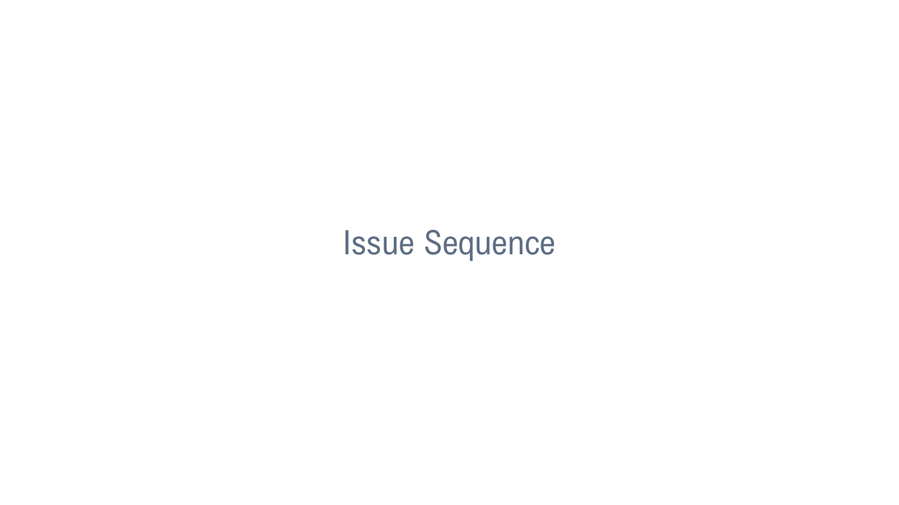# Issue Sequence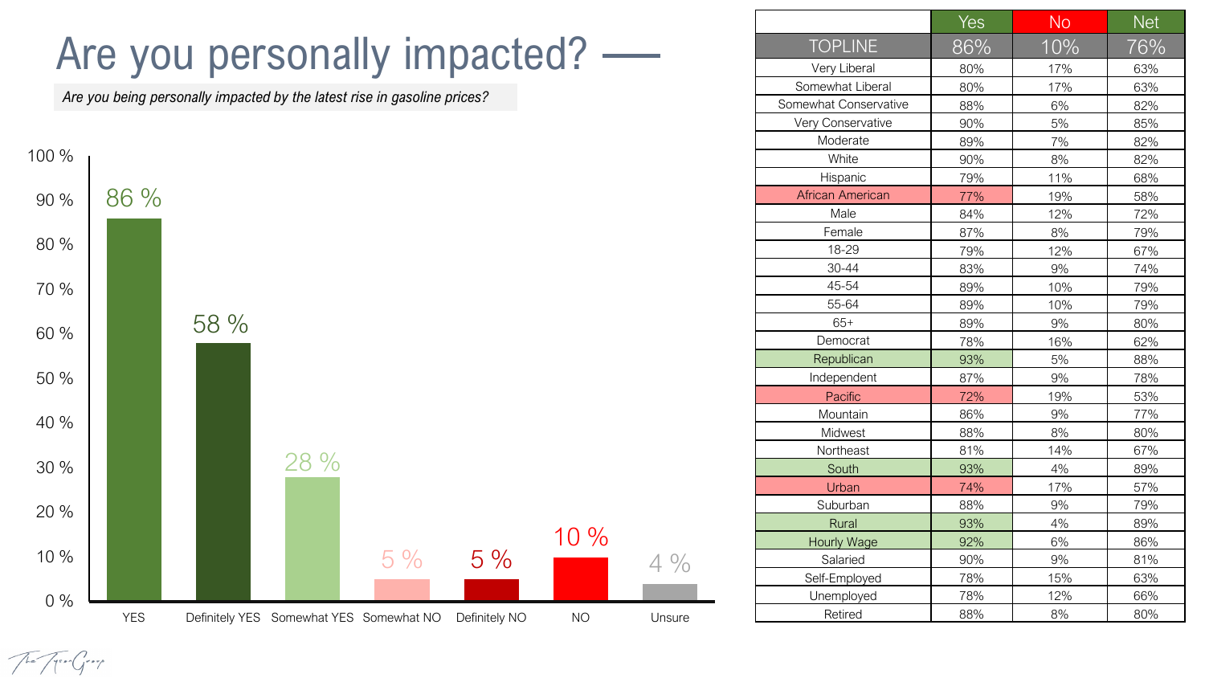# Are you personally impacted?

*Are you being personally impacted by the latest rise in gasoline prices?*

| Response | % |
|---|---|
| YES | 86 % |
| Definitely YES | 58 % |
| Somewhat YES | 28 % |
| Somewhat NO | 5 % |
| Definitely NO | 5 % |
| NO | 10 % |
| Unsure | 4 % |

| | Yes | No | Net |
|---|---|---|---|
| TOPLINE | 86% | 10% | 76% |
| Very Liberal | 80% | 17% | 63% |
| Somewhat Liberal | 80% | 17% | 63% |
| Somewhat Conservative | 88% | 6% | 82% |
| Very Conservative | 90% | 5% | 85% |
| Moderate | 89% | 7% | 82% |
| White | 90% | 8% | 82% |
| Hispanic | 79% | 11% | 68% |
| African American | 77% | 19% | 58% |
| Male | 84% | 12% | 72% |
| Female | 87% | 8% | 79% |
| 18-29 | 79% | 12% | 67% |
| 30-44 | 83% | 9% | 74% |
| 45-54 | 89% | 10% | 79% |
| 55-64 | 89% | 10% | 79% |
| 65+ | 89% | 9% | 80% |
| Democrat | 78% | 16% | 62% |
| Republican | 93% | 5% | 88% |
| Independent | 87% | 9% | 78% |
| Pacific | 72% | 19% | 53% |
| Mountain | 86% | 9% | 77% |
| Midwest | 88% | 8% | 80% |
| Northeast | 81% | 14% | 67% |
| South | 93% | 4% | 89% |
| Urban | 74% | 17% | 57% |
| Suburban | 88% | 9% | 79% |
| Rural | 93% | 4% | 89% |
| Hourly Wage | 92% | 6% | 86% |
| Salaried | 90% | 9% | 81% |
| Self-Employed | 78% | 15% | 63% |
| Unemployed | 78% | 12% | 66% |
| Retired | 88% | 8% | 80% |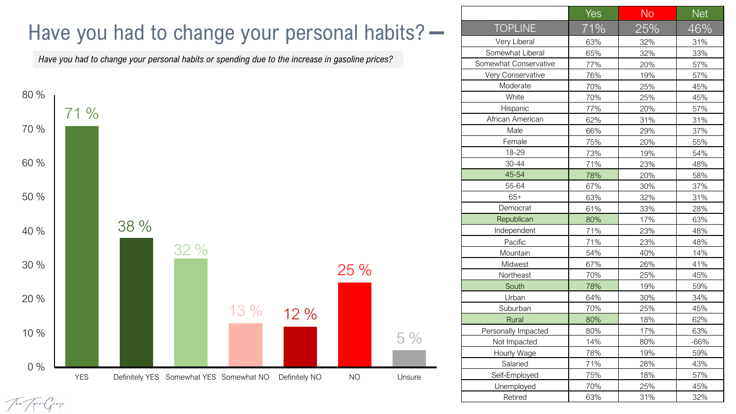# Have you had to change your personal habits?

*Have you had to change your personal habits or spending due to the increase in gasoline prices?*

| Response | % |
|---|---|
| YES | 71 % |
| Definitely YES | 38 % |
| Somewhat YES | 32 % |
| Somewhat NO | 13 % |
| Definitely NO | 12 % |
| NO | 25 % |
| Unsure | 5 % |

| | Yes | No | Net |
|---|---|---|---|
| TOPLINE | 71% | 25% | 46% |
| Very Liberal | 63% | 32% | 31% |
| Somewhat Liberal | 65% | 32% | 33% |
| Somewhat Conservative | 77% | 20% | 57% |
| Very Conservative | 76% | 19% | 57% |
| Moderate | 70% | 25% | 45% |
| White | 70% | 25% | 45% |
| Hispanic | 77% | 20% | 57% |
| African American | 62% | 31% | 31% |
| Male | 66% | 29% | 37% |
| Female | 75% | 20% | 55% |
| 18-29 | 73% | 19% | 54% |
| 30-44 | 71% | 23% | 48% |
| 45-54 | 78% | 20% | 58% |
| 55-64 | 67% | 30% | 37% |
| 65+ | 63% | 32% | 31% |
| Democrat | 61% | 33% | 28% |
| Republican | 80% | 17% | 63% |
| Independent | 71% | 23% | 48% |
| Pacific | 71% | 23% | 48% |
| Mountain | 54% | 40% | 14% |
| Midwest | 67% | 26% | 41% |
| Northeast | 70% | 25% | 45% |
| South | 78% | 19% | 59% |
| Urban | 64% | 30% | 34% |
| Suburban | 70% | 25% | 45% |
| Rural | 80% | 18% | 62% |
| Personally Impacted | 80% | 17% | 63% |
| Not Impacted | 14% | 80% | -66% |
| Hourly Wage | 78% | 19% | 59% |
| Salaried | 71% | 28% | 43% |
| Self-Employed | 75% | 18% | 57% |
| Unemployed | 70% | 25% | 45% |
| Retired | 63% | 31% | 32% |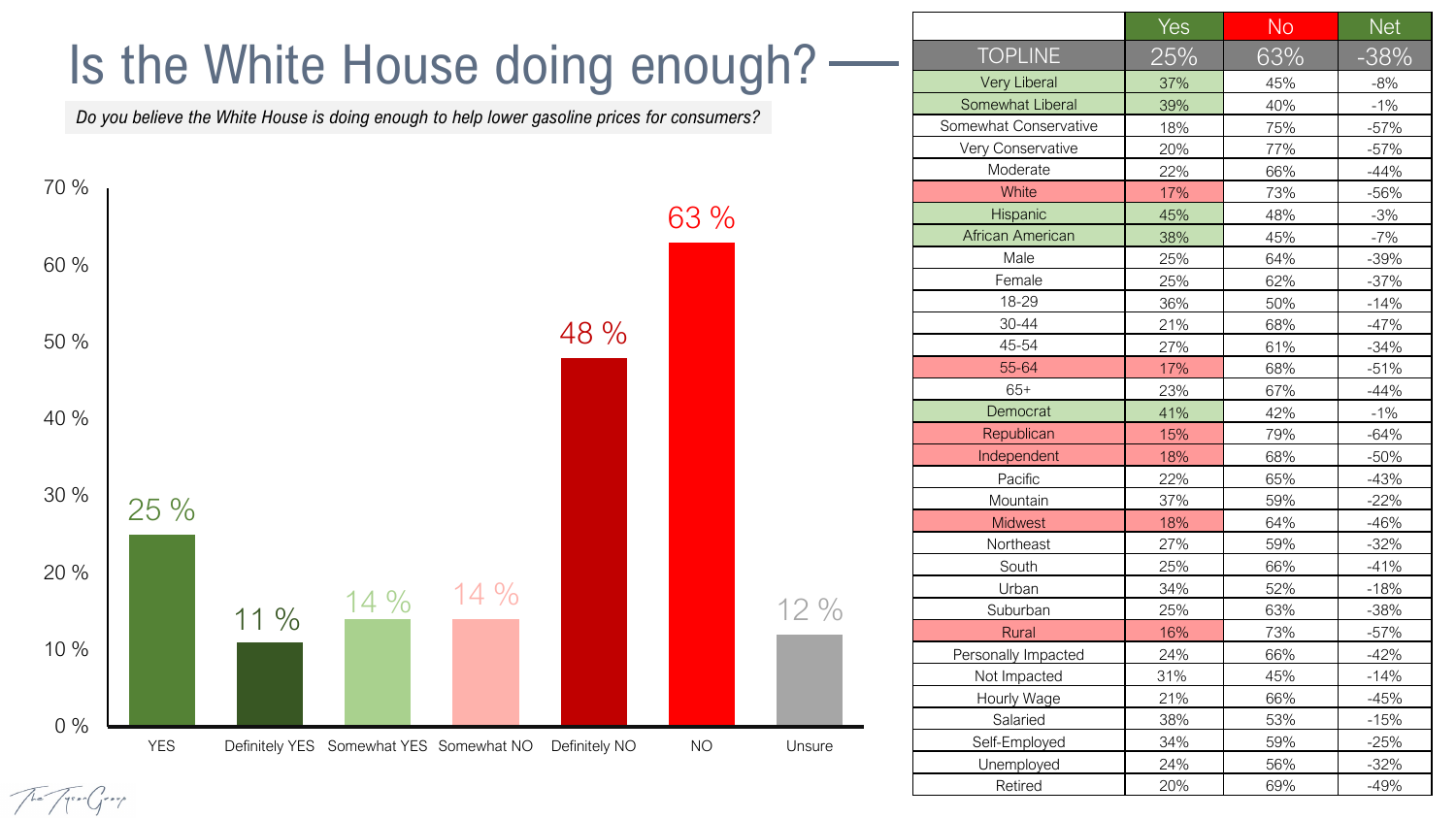# Is the White House doing enough?

*Do you believe the White House is doing enough to help lower gasoline prices for consumers?*

| Response | Percent |
|---|---|
| YES | 25 % |
| Definitely YES | 11 % |
| Somewhat YES | 14 % |
| Somewhat NO | 14 % |
| Definitely NO | 48 % |
| NO | 63 % |
| Unsure | 12 % |

| | Yes | No | Net |
|---|---|---|---|
| TOPLINE | 25% | 63% | -38% |
| Very Liberal | 37% | 45% | -8% |
| Somewhat Liberal | 39% | 40% | -1% |
| Somewhat Conservative | 18% | 75% | -57% |
| Very Conservative | 20% | 77% | -57% |
| Moderate | 22% | 66% | -44% |
| White | 17% | 73% | -56% |
| Hispanic | 45% | 48% | -3% |
| African American | 38% | 45% | -7% |
| Male | 25% | 64% | -39% |
| Female | 25% | 62% | -37% |
| 18-29 | 36% | 50% | -14% |
| 30-44 | 21% | 68% | -47% |
| 45-54 | 27% | 61% | -34% |
| 55-64 | 17% | 68% | -51% |
| 65+ | 23% | 67% | -44% |
| Democrat | 41% | 42% | -1% |
| Republican | 15% | 79% | -64% |
| Independent | 18% | 68% | -50% |
| Pacific | 22% | 65% | -43% |
| Mountain | 37% | 59% | -22% |
| Midwest | 18% | 64% | -46% |
| Northeast | 27% | 59% | -32% |
| South | 25% | 66% | -41% |
| Urban | 34% | 52% | -18% |
| Suburban | 25% | 63% | -38% |
| Rural | 16% | 73% | -57% |
| Personally Impacted | 24% | 66% | -42% |
| Not Impacted | 31% | 45% | -14% |
| Hourly Wage | 21% | 66% | -45% |
| Salaried | 38% | 53% | -15% |
| Self-Employed | 34% | 59% | -25% |
| Unemployed | 24% | 56% | -32% |
| Retired | 20% | 69% | -49% |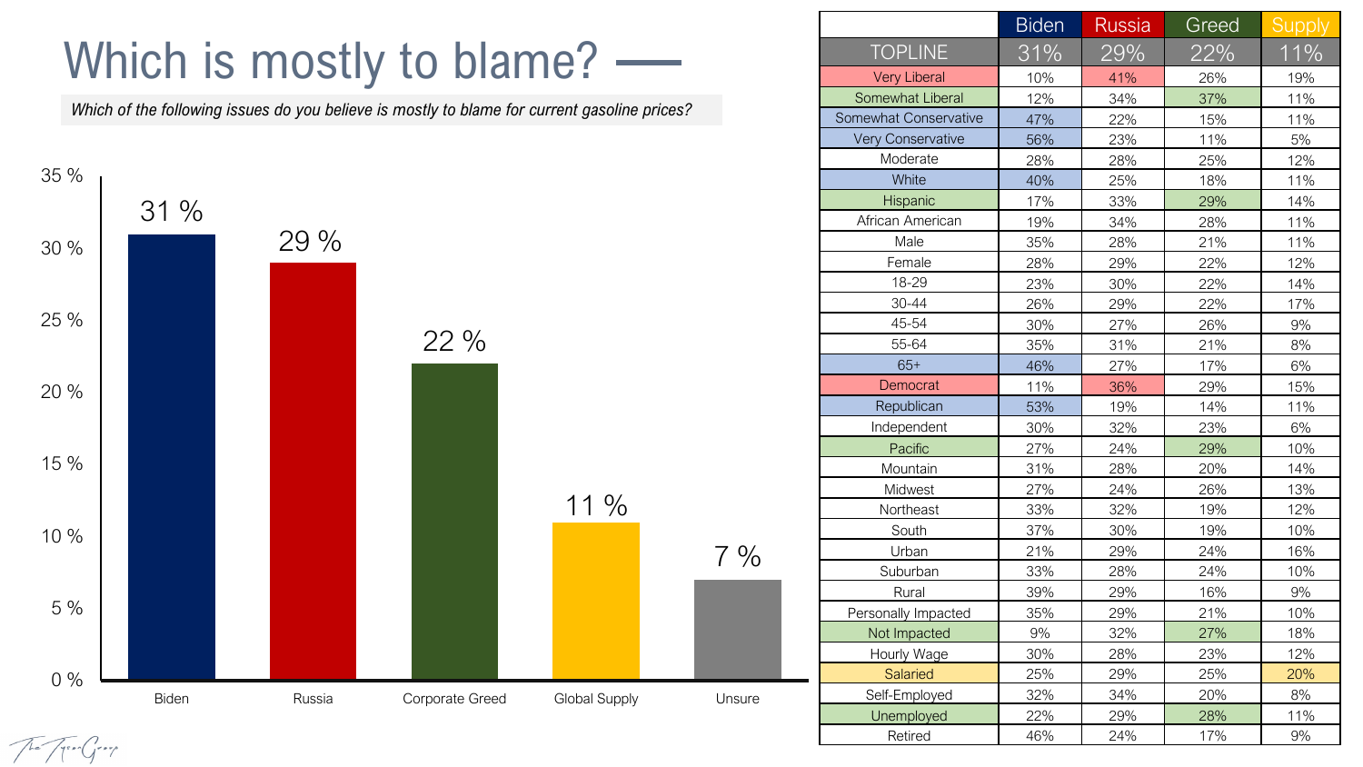# Which is mostly to blame?

*Which of the following issues do you believe is mostly to blame for current gasoline prices?*

| Option | Percent |
|---|---|
| Biden | 31 % |
| Russia | 29 % |
| Corporate Greed | 22 % |
| Global Supply | 11 % |
| Unsure | 7 % |

| | Biden | Russia | Greed | Supply |
|---|---|---|---|---|
| TOPLINE | 31% | 29% | 22% | 11% |
| Very Liberal | 10% | 41% | 26% | 19% |
| Somewhat Liberal | 12% | 34% | 37% | 11% |
| Somewhat Conservative | 47% | 22% | 15% | 11% |
| Very Conservative | 56% | 23% | 11% | 5% |
| Moderate | 28% | 28% | 25% | 12% |
| White | 40% | 25% | 18% | 11% |
| Hispanic | 17% | 33% | 29% | 14% |
| African American | 19% | 34% | 28% | 11% |
| Male | 35% | 28% | 21% | 11% |
| Female | 28% | 29% | 22% | 12% |
| 18-29 | 23% | 30% | 22% | 14% |
| 30-44 | 26% | 29% | 22% | 17% |
| 45-54 | 30% | 27% | 26% | 9% |
| 55-64 | 35% | 31% | 21% | 8% |
| 65+ | 46% | 27% | 17% | 6% |
| Democrat | 11% | 36% | 29% | 15% |
| Republican | 53% | 19% | 14% | 11% |
| Independent | 30% | 32% | 23% | 6% |
| Pacific | 27% | 24% | 29% | 10% |
| Mountain | 31% | 28% | 20% | 14% |
| Midwest | 27% | 24% | 26% | 13% |
| Northeast | 33% | 32% | 19% | 12% |
| South | 37% | 30% | 19% | 10% |
| Urban | 21% | 29% | 24% | 16% |
| Suburban | 33% | 28% | 24% | 10% |
| Rural | 39% | 29% | 16% | 9% |
| Personally Impacted | 35% | 29% | 21% | 10% |
| Not Impacted | 9% | 32% | 27% | 18% |
| Hourly Wage | 30% | 28% | 23% | 12% |
| Salaried | 25% | 29% | 25% | 20% |
| Self-Employed | 32% | 34% | 20% | 8% |
| Unemployed | 22% | 29% | 28% | 11% |
| Retired | 46% | 24% | 17% | 9% |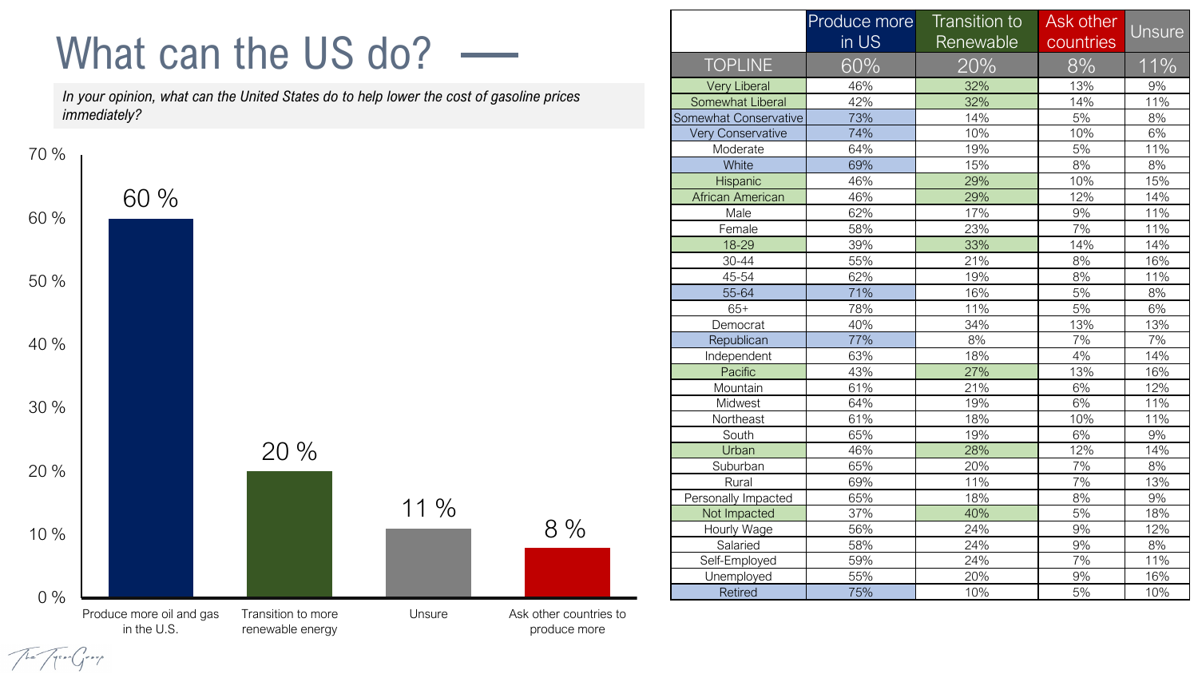# What can the US do?

*In your opinion, what can the United States do to help lower the cost of gasoline prices immediately?*

70 %
60 %
50 %
40 %
30 %
20 %
10 %
0 %

60 %
Produce more oil and gas in the U.S.

20 %
Transition to more renewable energy

11 %
Unsure

8 %
Ask other countries to produce more

| | Produce more in US | Transition to Renewable | Ask other countries | Unsure |
|---|---|---|---|---|
| TOPLINE | 60% | 20% | 8% | 11% |
| Very Liberal | 46% | 32% | 13% | 9% |
| Somewhat Liberal | 42% | 32% | 14% | 11% |
| Somewhat Conservative | 73% | 14% | 5% | 8% |
| Very Conservative | 74% | 10% | 10% | 6% |
| Moderate | 64% | 19% | 5% | 11% |
| White | 69% | 15% | 8% | 8% |
| Hispanic | 46% | 29% | 10% | 15% |
| African American | 46% | 29% | 12% | 14% |
| Male | 62% | 17% | 9% | 11% |
| Female | 58% | 23% | 7% | 11% |
| 18-29 | 39% | 33% | 14% | 14% |
| 30-44 | 55% | 21% | 8% | 16% |
| 45-54 | 62% | 19% | 8% | 11% |
| 55-64 | 71% | 16% | 5% | 8% |
| 65+ | 78% | 11% | 5% | 6% |
| Democrat | 40% | 34% | 13% | 13% |
| Republican | 77% | 8% | 7% | 7% |
| Independent | 63% | 18% | 4% | 14% |
| Pacific | 43% | 27% | 13% | 16% |
| Mountain | 61% | 21% | 6% | 12% |
| Midwest | 64% | 19% | 6% | 11% |
| Northeast | 61% | 18% | 10% | 11% |
| South | 65% | 19% | 6% | 9% |
| Urban | 46% | 28% | 12% | 14% |
| Suburban | 65% | 20% | 7% | 8% |
| Rural | 69% | 11% | 7% | 13% |
| Personally Impacted | 65% | 18% | 8% | 9% |
| Not Impacted | 37% | 40% | 5% | 18% |
| Hourly Wage | 56% | 24% | 9% | 12% |
| Salaried | 58% | 24% | 9% | 8% |
| Self-Employed | 59% | 24% | 7% | 11% |
| Unemployed | 55% | 20% | 9% | 16% |
| Retired | 75% | 10% | 5% | 10% |

The Tyson Group